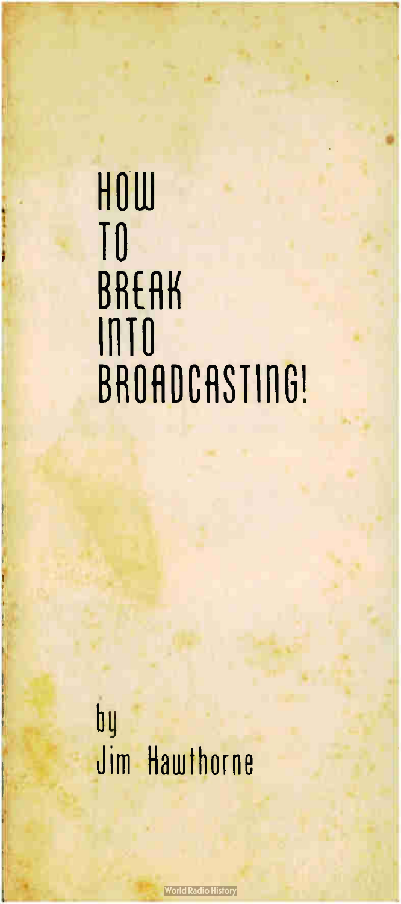# HOW TO BREAK INTO BROADCASTING!

by
Jim Hawthorne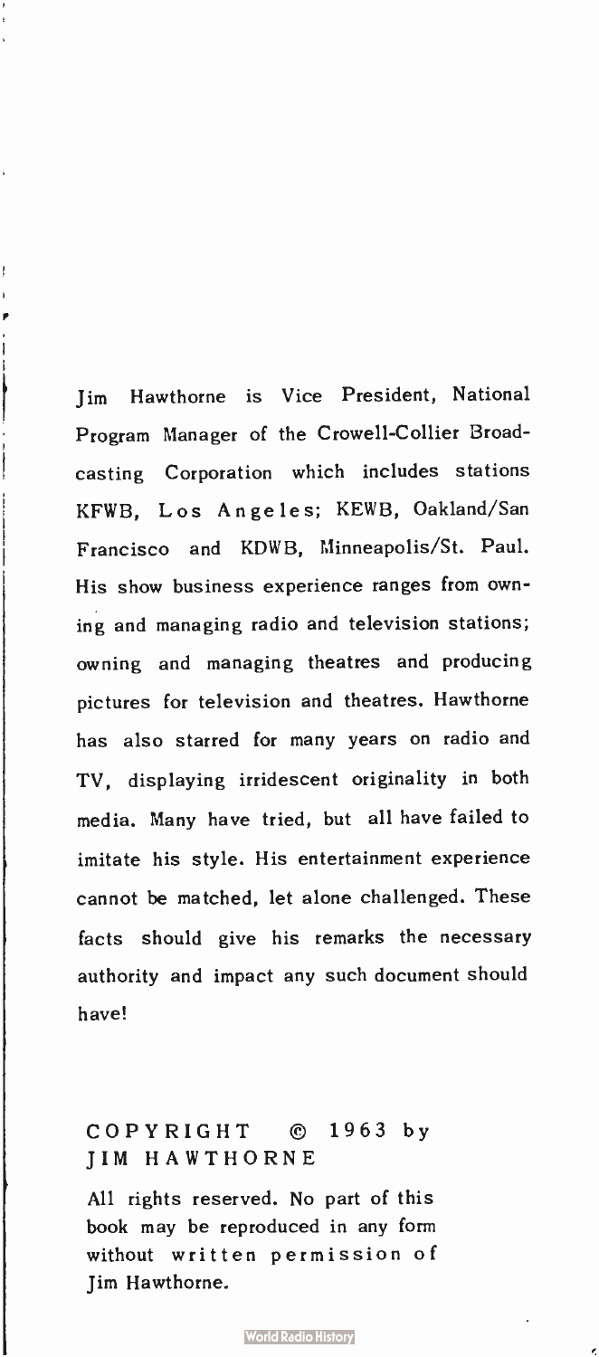Jim Hawthorne is Vice President, National Program Manager of the Crowell-Collier Broadcasting Corporation which includes stations KFWB, Los Angeles; KEWB, Oakland/San Francisco and KDWB, Minneapolis/St. Paul. His show business experience ranges from owning and managing radio and television stations; owning and managing theatres and producing pictures for television and theatres. Hawthorne has also starred for many years on radio and TV, displaying irridescent originality in both media. Many have tried, but all have failed to imitate his style. His entertainment experience cannot be matched, let alone challenged. These facts should give his remarks the necessary authority and impact any such document should have!

COPYRIGHT © 1963 by JIM HAWTHORNE

All rights reserved. No part of this book may be reproduced in any form without written permission of Jim Hawthorne.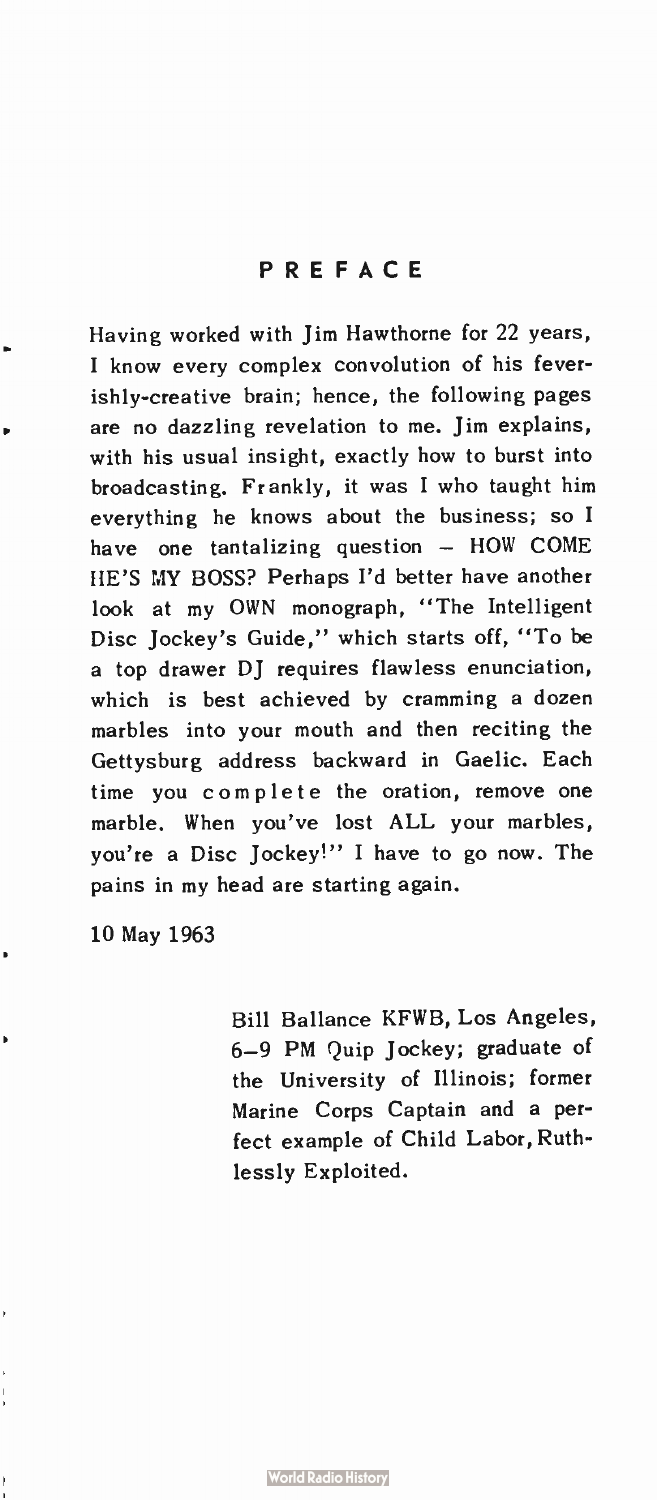# PREFACE

Having worked with Jim Hawthorne for 22 years, I know every complex convolution of his feverishly-creative brain; hence, the following pages are no dazzling revelation to me. Jim explains, with his usual insight, exactly how to burst into broadcasting. Frankly, it was I who taught him everything he knows about the business; so I have one tantalizing question – HOW COME HE'S MY BOSS? Perhaps I'd better have another look at my OWN monograph, "The Intelligent Disc Jockey's Guide," which starts off, "To be a top drawer DJ requires flawless enunciation, which is best achieved by cramming a dozen marbles into your mouth and then reciting the Gettysburg address backward in Gaelic. Each time you complete the oration, remove one marble. When you've lost ALL your marbles, you're a Disc Jockey!" I have to go now. The pains in my head are starting again.

10 May 1963

Bill Ballance KFWB, Los Angeles, 6–9 PM Quip Jockey; graduate of the University of Illinois; former Marine Corps Captain and a perfect example of Child Labor, Ruthlessly Exploited.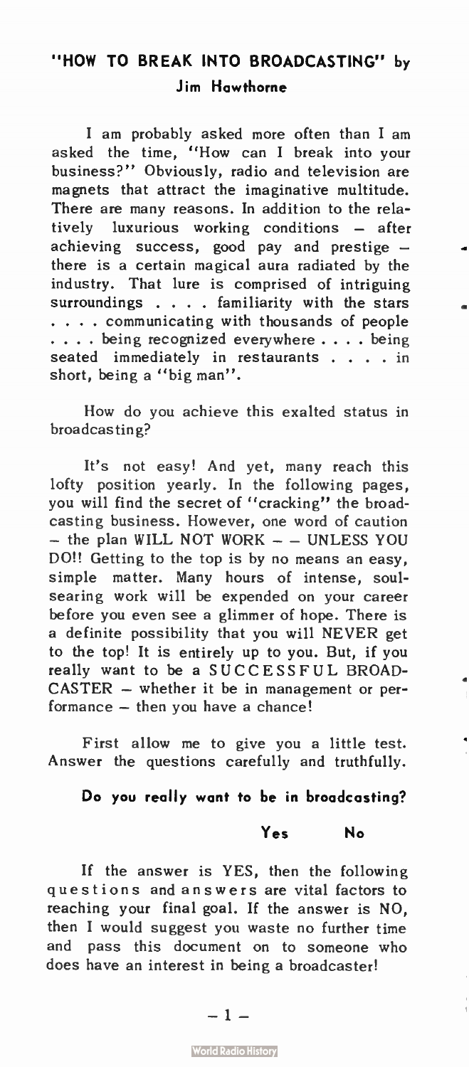## "HOW TO BREAK INTO BROADCASTING" by Jim Hawthorne

I am probably asked more often than I am asked the time, "How can I break into your business?" Obviously, radio and television are magnets that attract the imaginative multitude. There are many reasons. In addition to the relatively luxurious working conditions – after achieving success, good pay and prestige – there is a certain magical aura radiated by the industry. That lure is comprised of intriguing surroundings . . . . familiarity with the stars . . . . communicating with thousands of people . . . . being recognized everywhere . . . . being seated immediately in restaurants . . . . in short, being a "big man".

How do you achieve this exalted status in broadcasting?

It's not easy! And yet, many reach this lofty position yearly. In the following pages, you will find the secret of "cracking" the broadcasting business. However, one word of caution – the plan WILL NOT WORK – – UNLESS YOU DO!! Getting to the top is by no means an easy, simple matter. Many hours of intense, soul-searing work will be expended on your career before you even see a glimmer of hope. There is a definite possibility that you will NEVER get to the top! It is entirely up to you. But, if you really want to be a SUCCESSFUL BROADCASTER – whether it be in management or performance – then you have a chance!

First allow me to give you a little test. Answer the questions carefully and truthfully.

**Do you really want to be in broadcasting?**

**Yes** **No**

If the answer is YES, then the following questions and answers are vital factors to reaching your final goal. If the answer is NO, then I would suggest you waste no further time and pass this document on to someone who does have an interest in being a broadcaster!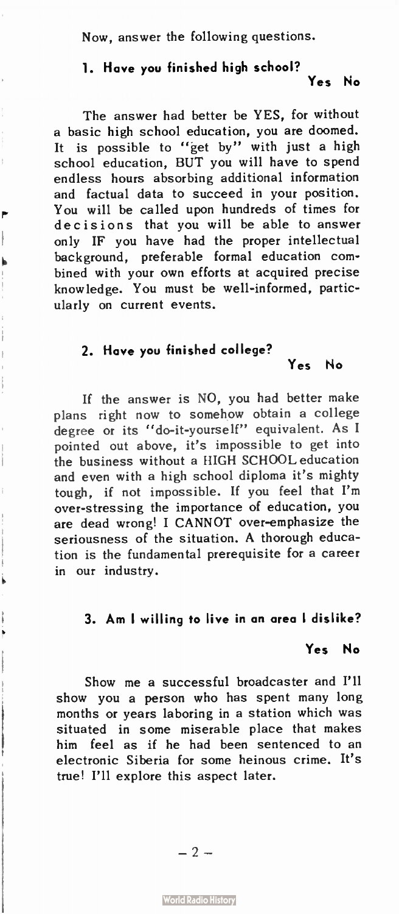Now, answer the following questions.

### 1. Have you finished high school?

Yes No

The answer had better be YES, for without a basic high school education, you are doomed. It is possible to "get by" with just a high school education, BUT you will have to spend endless hours absorbing additional information and factual data to succeed in your position. You will be called upon hundreds of times for decisions that you will be able to answer only IF you have had the proper intellectual background, preferable formal education combined with your own efforts at acquired precise knowledge. You must be well-informed, particularly on current events.

### 2. Have you finished college?

Yes No

If the answer is NO, you had better make plans right now to somehow obtain a college degree or its "do-it-yourself" equivalent. As I pointed out above, it's impossible to get into the business without a HIGH SCHOOL education and even with a high school diploma it's mighty tough, if not impossible. If you feel that I'm over-stressing the importance of education, you are dead wrong! I CANNOT over-emphasize the seriousness of the situation. A thorough education is the fundamental prerequisite for a career in our industry.

### 3. Am I willing to live in an area I dislike?

Yes No

Show me a successful broadcaster and I'll show you a person who has spent many long months or years laboring in a station which was situated in some miserable place that makes him feel as if he had been sentenced to an electronic Siberia for some heinous crime. It's true! I'll explore this aspect later.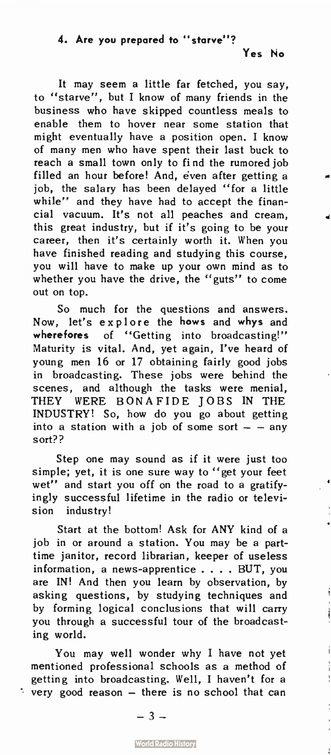**4. Are you prepared to "starve"?**

Yes No

It may seem a little far fetched, you say, to "starve", but I know of many friends in the business who have skipped countless meals to enable them to hover near some station that might eventually have a position open. I know of many men who have spent their last buck to reach a small town only to find the rumored job filled an hour before! And, even after getting a job, the salary has been delayed "for a little while" and they have had to accept the financial vacuum. It's not all peaches and cream, this great industry, but if it's going to be your career, then it's certainly worth it. When you have finished reading and studying this course, you will have to make up your own mind as to whether you have the drive, the "guts" to come out on top.

So much for the questions and answers. Now, let's explore the **hows** and **whys** and **wherefores** of "Getting into broadcasting!" Maturity is vital. And, yet again, I've heard of young men 16 or 17 obtaining fairly good jobs in broadcasting. These jobs were behind the scenes, and although the tasks were menial, THEY WERE BONAFIDE JOBS IN THE INDUSTRY! So, how do you go about getting into a station with a job of some sort -- any sort??

Step one may sound as if it were just too simple; yet, it is one sure way to "get your feet wet" and start you off on the road to a gratifyingly successful lifetime in the radio or television industry!

Start at the bottom! Ask for ANY kind of a job in or around a station. You may be a part-time janitor, record librarian, keeper of useless information, a news-apprentice . . . . BUT, you are IN! And then you learn by observation, by asking questions, by studying techniques and by forming logical conclusions that will carry you through a successful tour of the broadcasting world.

You may well wonder why I have not yet mentioned professional schools as a method of getting into broadcasting. Well, I haven't for a very good reason – there is no school that can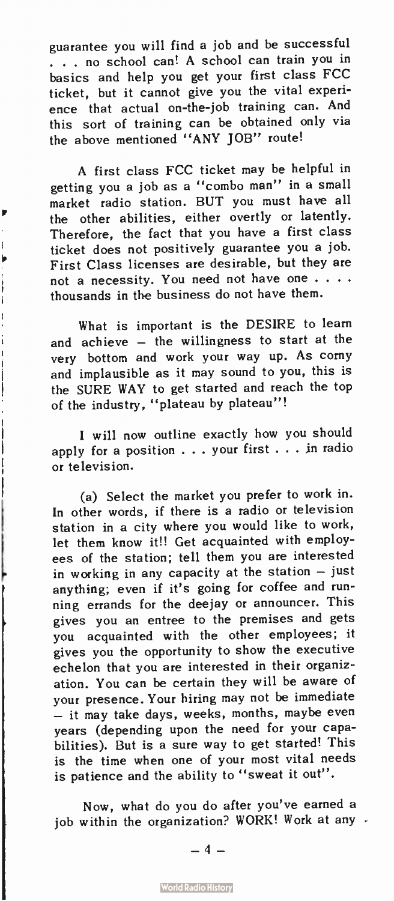guarantee you will find a job and be successful . . . no school can! A school can train you in basics and help you get your first class FCC ticket, but it cannot give you the vital experience that actual on-the-job training can. And this sort of training can be obtained only via the above mentioned "ANY JOB" route!

A first class FCC ticket may be helpful in getting you a job as a "combo man" in a small market radio station. BUT you must have all the other abilities, either overtly or latently. Therefore, the fact that you have a first class ticket does not positively guarantee you a job. First Class licenses are desirable, but they are not a necessity. You need not have one . . . . thousands in the business do not have them.

What is important is the DESIRE to learn and achieve – the willingness to start at the very bottom and work your way up. As corny and implausible as it may sound to you, this is the SURE WAY to get started and reach the top of the industry, "plateau by plateau"!

I will now outline exactly how you should apply for a position . . . your first . . . in radio or television.

(a) Select the market you prefer to work in. In other words, if there is a radio or television station in a city where you would like to work, let them know it!! Get acquainted with employees of the station; tell them you are interested in working in any capacity at the station – just anything; even if it's going for coffee and running errands for the deejay or announcer. This gives you an entree to the premises and gets you acquainted with the other employees; it gives you the opportunity to show the executive echelon that you are interested in their organization. You can be certain they will be aware of your presence. Your hiring may not be immediate – it may take days, weeks, months, maybe even years (depending upon the need for your capabilities). But is a sure way to get started! This is the time when one of your most vital needs is patience and the ability to "sweat it out".

Now, what do you do after you've earned a job within the organization? WORK! Work at any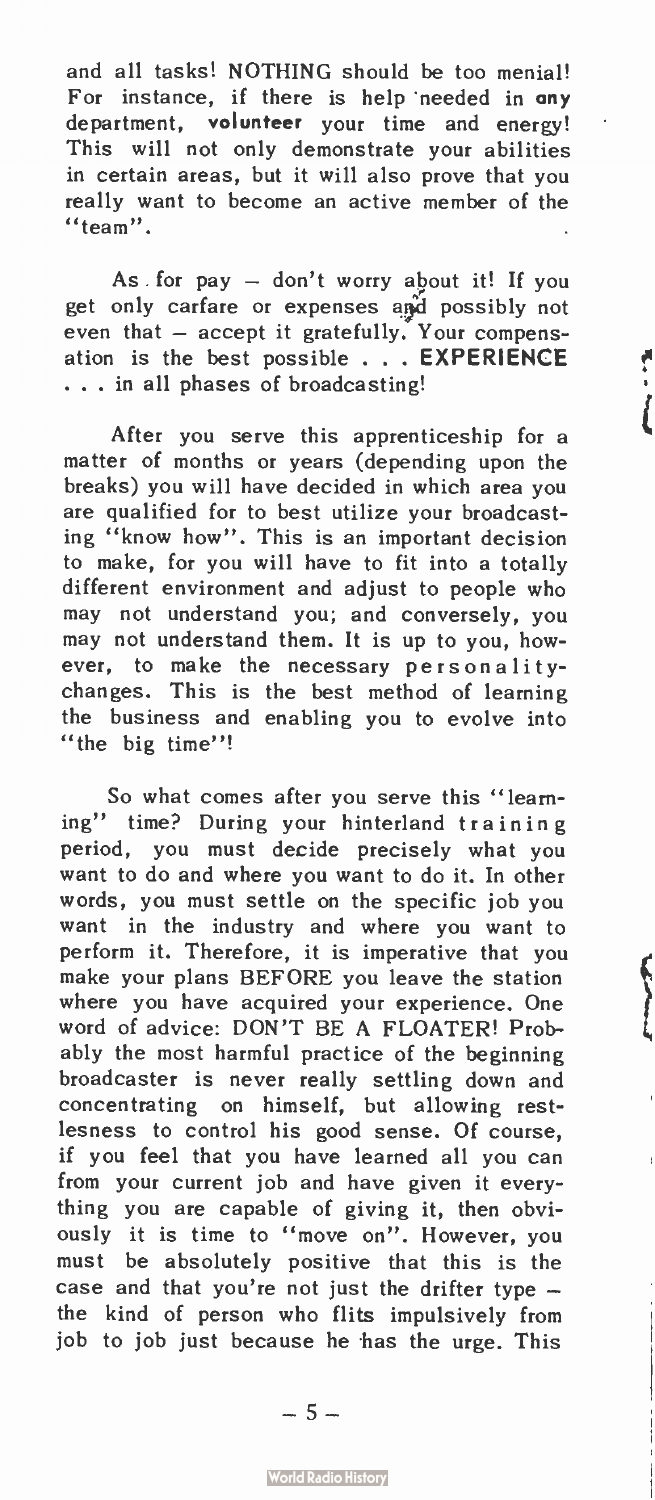and all tasks! NOTHING should be too menial! For instance, if there is help needed in **any** department, **volunteer** your time and energy! This will not only demonstrate your abilities in certain areas, but it will also prove that you really want to become an active member of the "team".

As for pay – don't worry about it! If you get only carfare or expenses and possibly not even that – accept it gratefully. Your compensation is the best possible . . . **EXPERIENCE** . . . in all phases of broadcasting!

After you serve this apprenticeship for a matter of months or years (depending upon the breaks) you will have decided in which area you are qualified for to best utilize your broadcasting "know how". This is an important decision to make, for you will have to fit into a totally different environment and adjust to people who may not understand you; and conversely, you may not understand them. It is up to you, however, to make the necessary personality-changes. This is the best method of learning the business and enabling you to evolve into "the big time"!

So what comes after you serve this "learning" time? During your hinterland training period, you must decide precisely what you want to do and where you want to do it. In other words, you must settle on the specific job you want in the industry and where you want to perform it. Therefore, it is imperative that you make your plans BEFORE you leave the station where you have acquired your experience. One word of advice: DON'T BE A FLOATER! Probably the most harmful practice of the beginning broadcaster is never really settling down and concentrating on himself, but allowing restlessness to control his good sense. Of course, if you feel that you have learned all you can from your current job and have given it everything you are capable of giving it, then obviously it is time to "move on". However, you must be absolutely positive that this is the case and that you're not just the drifter type – the kind of person who flits impulsively from job to job just because he has the urge. This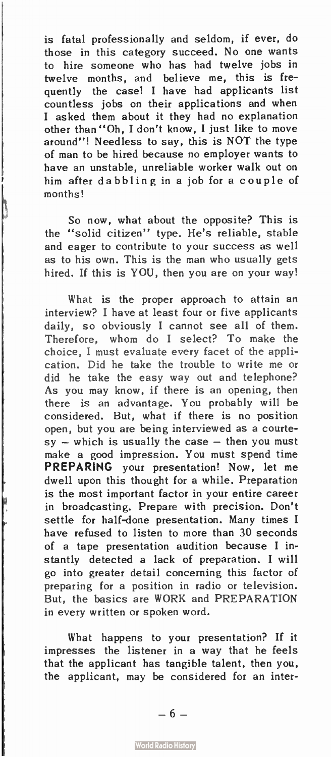is fatal professionally and seldom, if ever, do those in this category succeed. No one wants to hire someone who has had twelve jobs in twelve months, and believe me, this is frequently the case! I have had applicants list countless jobs on their applications and when I asked them about it they had no explanation other than "Oh, I don't know, I just like to move around"! Needless to say, this is NOT the type of man to be hired because no employer wants to have an unstable, unreliable worker walk out on him after dabbling in a job for a couple of months!

So now, what about the opposite? This is the "solid citizen" type. He's reliable, stable and eager to contribute to your success as well as to his own. This is the man who usually gets hired. If this is YOU, then you are on your way!

What is the proper approach to attain an interview? I have at least four or five applicants daily, so obviously I cannot see all of them. Therefore, whom do I select? To make the choice, I must evaluate every facet of the application. Did he take the trouble to write me or did he take the easy way out and telephone? As you may know, if there is an opening, then there is an advantage. You probably will be considered. But, what if there is no position open, but you are being interviewed as a courtesy – which is usually the case – then you must make a good impression. You must spend time **PREPARING** your presentation! Now, let me dwell upon this thought for a while. Preparation is the most important factor in your entire career in broadcasting. Prepare with precision. Don't settle for half-done presentation. Many times I have refused to listen to more than 30 seconds of a tape presentation audition because I instantly detected a lack of preparation. I will go into greater detail concerning this factor of preparing for a position in radio or television. But, the basics are WORK and PREPARATION in every written or spoken word.

What happens to your presentation? If it impresses the listener in a way that he feels that the applicant has tangible talent, then you, the applicant, may be considered for an inter-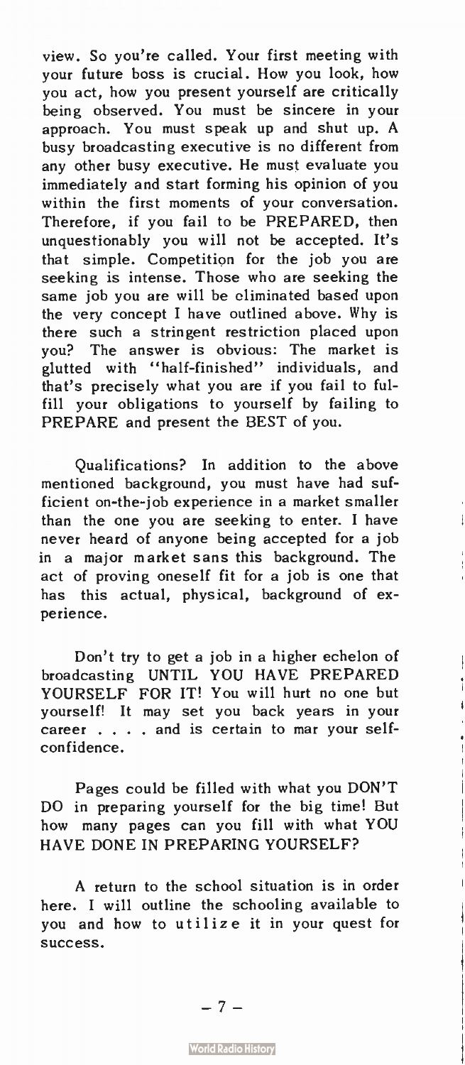view. So you're called. Your first meeting with your future boss is crucial. How you look, how you act, how you present yourself are critically being observed. You must be sincere in your approach. You must speak up and shut up. A busy broadcasting executive is no different from any other busy executive. He must evaluate you immediately and start forming his opinion of you within the first moments of your conversation. Therefore, if you fail to be PREPARED, then unquestionably you will not be accepted. It's that simple. Competition for the job you are seeking is intense. Those who are seeking the same job you are will be eliminated based upon the very concept I have outlined above. Why is there such a stringent restriction placed upon you? The answer is obvious: The market is glutted with "half-finished" individuals, and that's precisely what you are if you fail to fulfill your obligations to yourself by failing to PREPARE and present the BEST of you.

Qualifications? In addition to the above mentioned background, you must have had sufficient on-the-job experience in a market smaller than the one you are seeking to enter. I have never heard of anyone being accepted for a job in a major market sans this background. The act of proving oneself fit for a job is one that has this actual, physical, background of experience.

Don't try to get a job in a higher echelon of broadcasting UNTIL YOU HAVE PREPARED YOURSELF FOR IT! You will hurt no one but yourself! It may set you back years in your career . . . . and is certain to mar your self-confidence.

Pages could be filled with what you DON'T DO in preparing yourself for the big time! But how many pages can you fill with what YOU HAVE DONE IN PREPARING YOURSELF?

A return to the school situation is in order here. I will outline the schooling available to you and how to utilize it in your quest for success.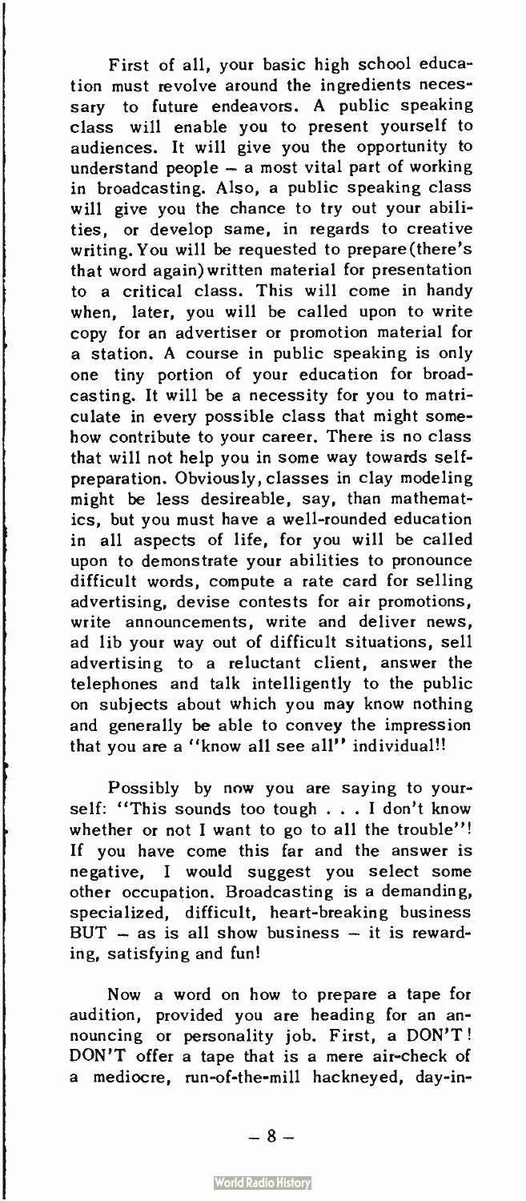First of all, your basic high school education must revolve around the ingredients necessary to future endeavors. A public speaking class will enable you to present yourself to audiences. It will give you the opportunity to understand people – a most vital part of working in broadcasting. Also, a public speaking class will give you the chance to try out your abilities, or develop same, in regards to creative writing. You will be requested to prepare (there's that word again) written material for presentation to a critical class. This will come in handy when, later, you will be called upon to write copy for an advertiser or promotion material for a station. A course in public speaking is only one tiny portion of your education for broadcasting. It will be a necessity for you to matriculate in every possible class that might somehow contribute to your career. There is no class that will not help you in some way towards self-preparation. Obviously, classes in clay modeling might be less desireable, say, than mathematics, but you must have a well-rounded education in all aspects of life, for you will be called upon to demonstrate your abilities to pronounce difficult words, compute a rate card for selling advertising, devise contests for air promotions, write announcements, write and deliver news, ad lib your way out of difficult situations, sell advertising to a reluctant client, answer the telephones and talk intelligently to the public on subjects about which you may know nothing and generally be able to convey the impression that you are a "know all see all" individual!!

Possibly by now you are saying to yourself: "This sounds too tough . . . I don't know whether or not I want to go to all the trouble"! If you have come this far and the answer is negative, I would suggest you select some other occupation. Broadcasting is a demanding, specialized, difficult, heart-breaking business BUT – as is all show business – it is rewarding, satisfying and fun!

Now a word on how to prepare a tape for audition, provided you are heading for an announcing or personality job. First, a DON'T! DON'T offer a tape that is a mere air-check of a mediocre, run-of-the-mill hackneyed, day-in-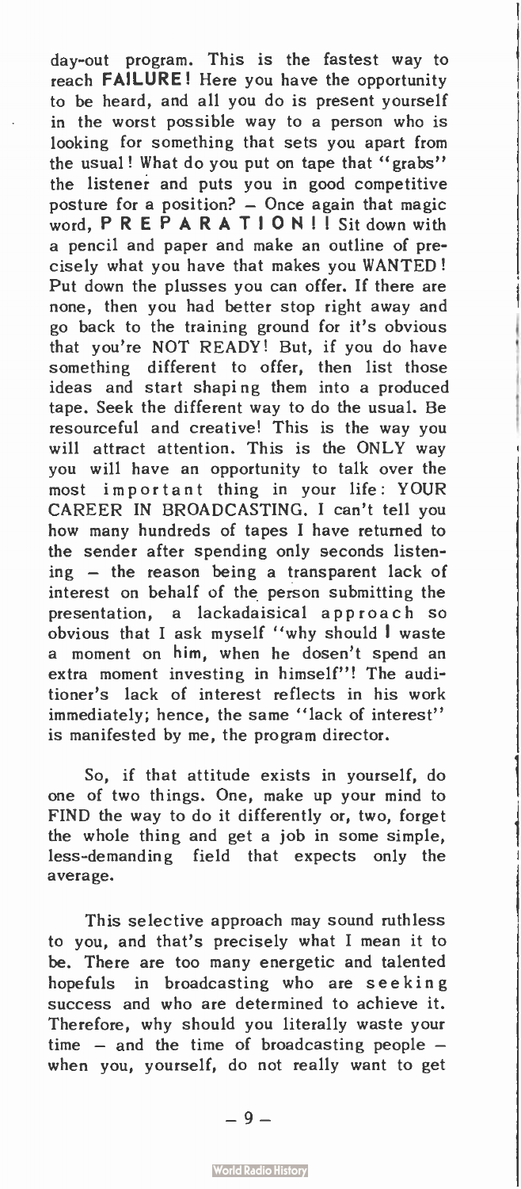day-out program. This is the fastest way to reach **FAILURE!** Here you have the opportunity to be heard, and all you do is present yourself in the worst possible way to a person who is looking for something that sets you apart from the usual! What do you put on tape that "grabs" the listener and puts you in good competitive posture for a position? – Once again that magic word, **P R E P A R A T I O N ! !** Sit down with a pencil and paper and make an outline of precisely what you have that makes you WANTED! Put down the plusses you can offer. If there are none, then you had better stop right away and go back to the training ground for it's obvious that you're NOT READY! But, if you do have something different to offer, then list those ideas and start shaping them into a produced tape. Seek the different way to do the usual. Be resourceful and creative! This is the way you will attract attention. This is the ONLY way you will have an opportunity to talk over the most important thing in your life: YOUR CAREER IN BROADCASTING. I can't tell you how many hundreds of tapes I have returned to the sender after spending only seconds listening – the reason being a transparent lack of interest on behalf of the person submitting the presentation, a lackadaisical approach so obvious that I ask myself "why should **I** waste a moment on **him**, when he dosen't spend an extra moment investing in himself"! The auditioner's lack of interest reflects in his work immediately; hence, the same "lack of interest" is manifested by me, the program director.

So, if that attitude exists in yourself, do one of two things. One, make up your mind to FIND the way to do it differently or, two, forget the whole thing and get a job in some simple, less-demanding field that expects only the average.

This selective approach may sound ruthless to you, and that's precisely what I mean it to be. There are too many energetic and talented hopefuls in broadcasting who are seeking success and who are determined to achieve it. Therefore, why should you literally waste your time – and the time of broadcasting people – when you, yourself, do not really want to get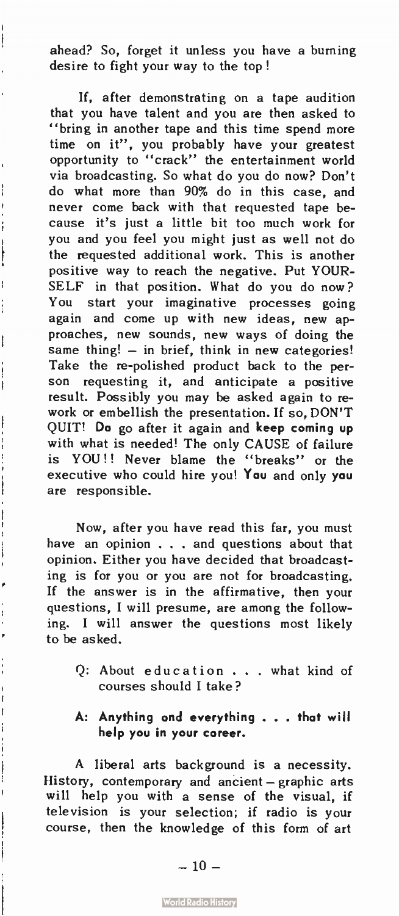ahead? So, forget it unless you have a burning desire to fight your way to the top!

If, after demonstrating on a tape audition that you have talent and you are then asked to "bring in another tape and this time spend more time on it", you probably have your greatest opportunity to "crack" the entertainment world via broadcasting. So what do you do now? Don't do what more than 90% do in this case, and never come back with that requested tape because it's just a little bit too much work for you and you feel you might just as well not do the requested additional work. This is another positive way to reach the negative. Put YOURSELF in that position. What do you do now? You start your imaginative processes going again and come up with new ideas, new approaches, new sounds, new ways of doing the same thing! – in brief, think in new categories! Take the re-polished product back to the person requesting it, and anticipate a positive result. Possibly you may be asked again to rework or embellish the presentation. If so, DON'T QUIT! **Do** go after it again and **keep coming up** with what is needed! The only CAUSE of failure is YOU!! Never blame the "breaks" or the executive who could hire you! **You** and only **you** are responsible.

Now, after you have read this far, you must have an opinion . . . and questions about that opinion. Either you have decided that broadcasting is for you or you are not for broadcasting. If the answer is in the affirmative, then your questions, I will presume, are among the following. I will answer the questions most likely to be asked.

> Q: About education . . . what kind of courses should I take?
>
> **A: Anything and everything . . . that will help you in your career.**

A liberal arts background is a necessity. History, contemporary and ancient – graphic arts will help you with a sense of the visual, if television is your selection; if radio is your course, then the knowledge of this form of art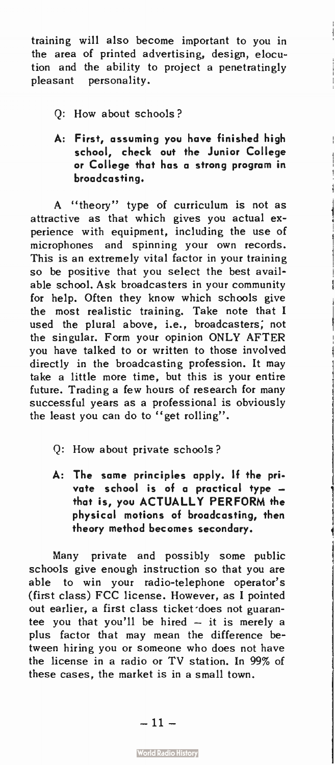training will also become important to you in the area of printed advertising, design, elocution and the ability to project a penetratingly pleasant personality.

Q: How about schools?

**A: First, assuming you have finished high school, check out the Junior College or College that has a strong program in broadcasting.**

A "theory" type of curriculum is not as attractive as that which gives you actual experience with equipment, including the use of microphones and spinning your own records. This is an extremely vital factor in your training so be positive that you select the best available school. Ask broadcasters in your community for help. Often they know which schools give the most realistic training. Take note that I used the plural above, i.e., broadcasters; not the singular. Form your opinion ONLY AFTER you have talked to or written to those involved directly in the broadcasting profession. It may take a little more time, but this is your entire future. Trading a few hours of research for many successful years as a professional is obviously the least you can do to "get rolling".

Q: How about private schools?

**A: The same principles apply. If the private school is of a practical type – that is, you ACTUALLY PERFORM the physical motions of broadcasting, then theory method becomes secondary.**

Many private and possibly some public schools give enough instruction so that you are able to win your radio-telephone operator's (first class) FCC license. However, as I pointed out earlier, a first class ticket does not guarantee you that you'll be hired – it is merely a plus factor that may mean the difference between hiring you or someone who does not have the license in a radio or TV station. In 99% of these cases, the market is in a small town.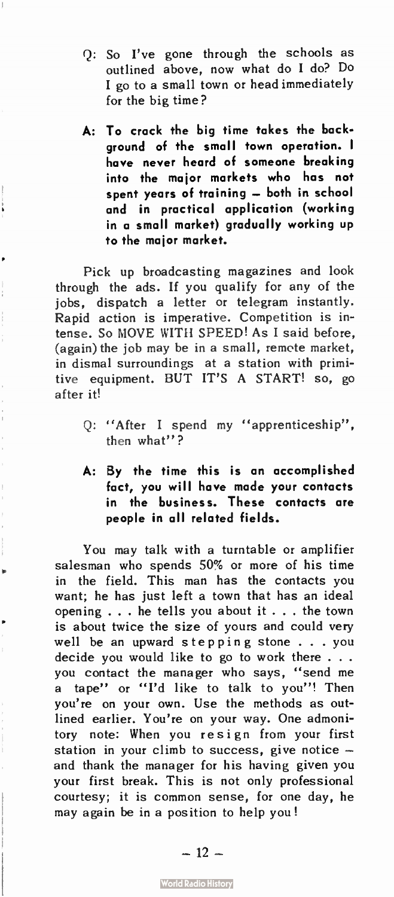Q: So I've gone through the schools as outlined above, now what do I do? Do I go to a small town or head immediately for the big time?

**A: To crack the big time takes the background of the small town operation. I have never heard of someone breaking into the major markets who has not spent years of training – both in school and in practical application (working in a small market) gradually working up to the major market.**

Pick up broadcasting magazines and look through the ads. If you qualify for any of the jobs, dispatch a letter or telegram instantly. Rapid action is imperative. Competition is intense. So MOVE WITH SPEED! As I said before, (again) the job may be in a small, remote market, in dismal surroundings at a station with primitive equipment. BUT IT'S A START! so, go after it!

Q: "After I spend my "apprenticeship", then what"?

**A: By the time this is an accomplished fact, you will have made your contacts in the business. These contacts are people in all related fields.**

You may talk with a turntable or amplifier salesman who spends 50% or more of his time in the field. This man has the contacts you want; he has just left a town that has an ideal opening . . . he tells you about it . . . the town is about twice the size of yours and could very well be an upward stepping stone . . . you decide you would like to go to work there . . . you contact the manager who says, "send me a tape" or "I'd like to talk to you"! Then you're on your own. Use the methods as outlined earlier. You're on your way. One admonitory note: When you resign from your first station in your climb to success, give notice – and thank the manager for his having given you your first break. This is not only professional courtesy; it is common sense, for one day, he may again be in a position to help you!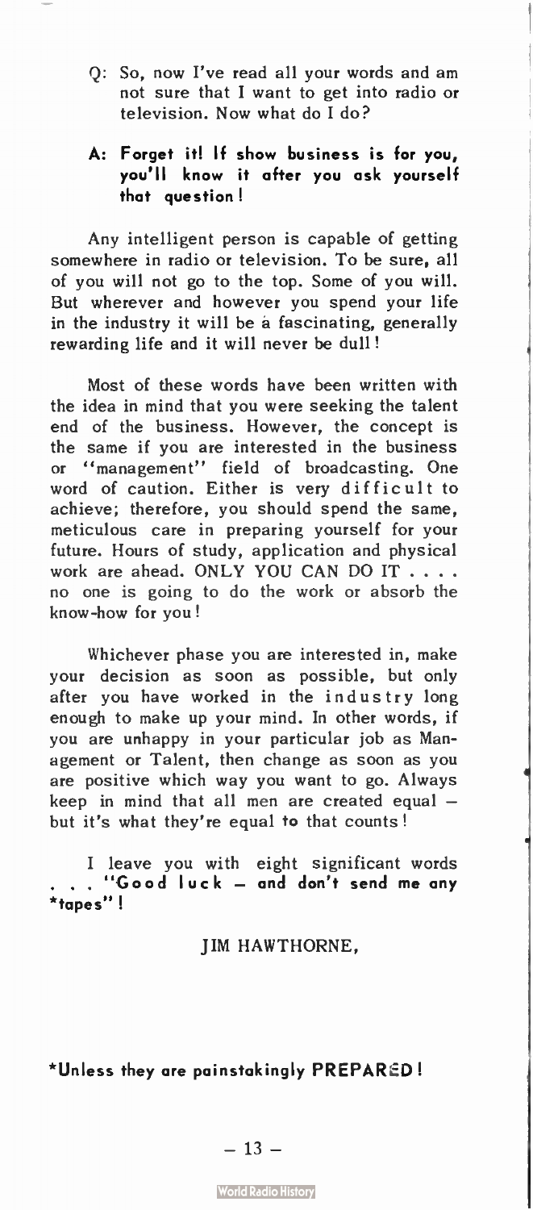Q: So, now I've read all your words and am not sure that I want to get into radio or television. Now what do I do?

**A: Forget it! If show business is for you, you'll know it after you ask yourself that question!**

Any intelligent person is capable of getting somewhere in radio or television. To be sure, all of you will not go to the top. Some of you will. But wherever and however you spend your life in the industry it will be a fascinating, generally rewarding life and it will never be dull!

Most of these words have been written with the idea in mind that you were seeking the talent end of the business. However, the concept is the same if you are interested in the business or "management" field of broadcasting. One word of caution. Either is very difficult to achieve; therefore, you should spend the same, meticulous care in preparing yourself for your future. Hours of study, application and physical work are ahead. ONLY YOU CAN DO IT . . . . no one is going to do the work or absorb the know-how for you!

Whichever phase you are interested in, make your decision as soon as possible, but only after you have worked in the industry long enough to make up your mind. In other words, if you are unhappy in your particular job as Management or Talent, then change as soon as you are positive which way you want to go. Always keep in mind that all men are created equal – but it's what they're equal to that counts!

I leave you with eight significant words . . . **"Good luck – and don't send me any *tapes"!**

JIM HAWTHORNE,

**\*Unless they are painstakingly PREPARED!**